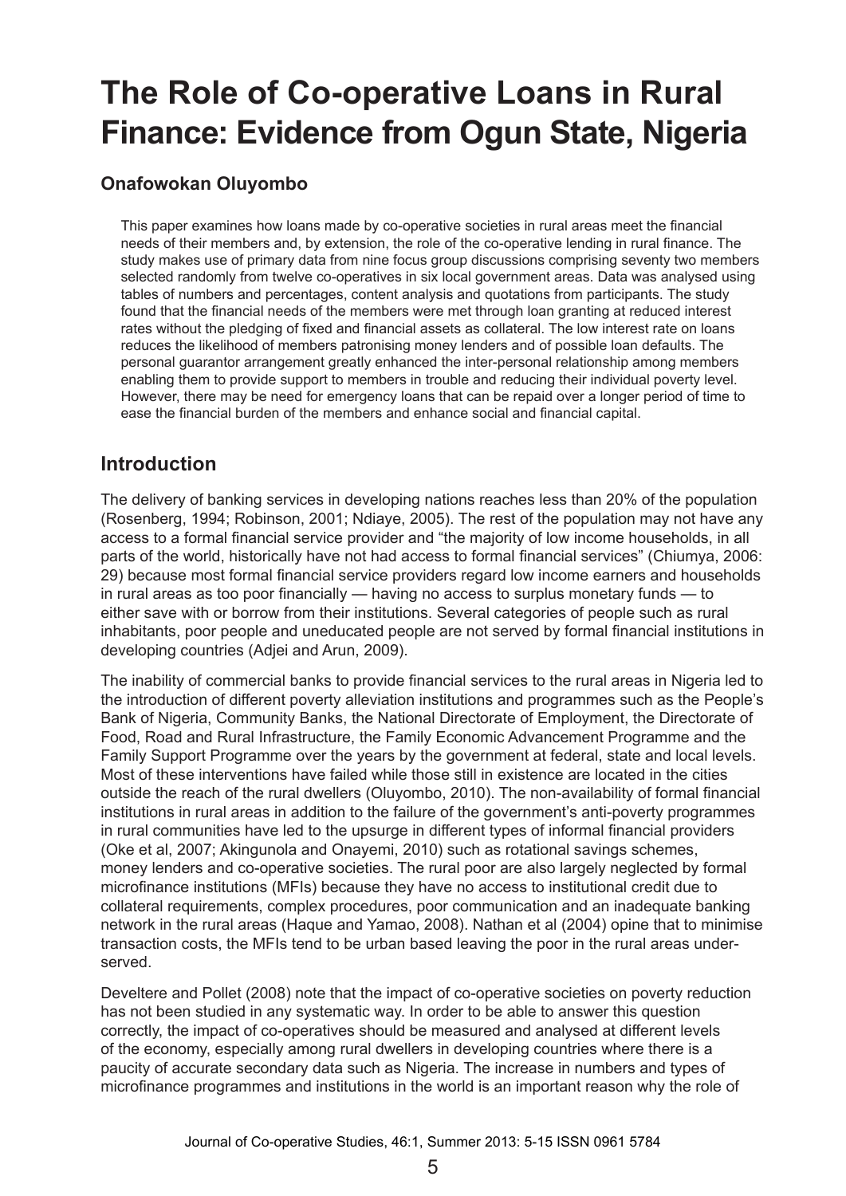# The Role of Co-operative Loans in Rural Finance: Evidence from Ogun State, Nigeria

**Onafowokan Oluyombo**

This paper examines how loans made by co-operative societies in rural areas meet the financial needs of their members and, by extension, the role of the co-operative lending in rural finance. The study makes use of primary data from nine focus group discussions comprising seventy two members selected randomly from twelve co-operatives in six local government areas. Data was analysed using tables of numbers and percentages, content analysis and quotations from participants. The study found that the financial needs of the members were met through loan granting at reduced interest rates without the pledging of fixed and financial assets as collateral. The low interest rate on loans reduces the likelihood of members patronising money lenders and of possible loan defaults. The personal guarantor arrangement greatly enhanced the inter-personal relationship among members enabling them to provide support to members in trouble and reducing their individual poverty level. However, there may be need for emergency loans that can be repaid over a longer period of time to ease the financial burden of the members and enhance social and financial capital.

## Introduction

The delivery of banking services in developing nations reaches less than 20% of the population (Rosenberg, 1994; Robinson, 2001; Ndiaye, 2005). The rest of the population may not have any access to a formal financial service provider and "the majority of low income households, in all parts of the world, historically have not had access to formal financial services" (Chiumya, 2006: 29) because most formal financial service providers regard low income earners and households in rural areas as too poor financially — having no access to surplus monetary funds — to either save with or borrow from their institutions. Several categories of people such as rural inhabitants, poor people and uneducated people are not served by formal financial institutions in developing countries (Adjei and Arun, 2009).

The inability of commercial banks to provide financial services to the rural areas in Nigeria led to the introduction of different poverty alleviation institutions and programmes such as the People's Bank of Nigeria, Community Banks, the National Directorate of Employment, the Directorate of Food, Road and Rural Infrastructure, the Family Economic Advancement Programme and the Family Support Programme over the years by the government at federal, state and local levels. Most of these interventions have failed while those still in existence are located in the cities outside the reach of the rural dwellers (Oluyombo, 2010). The non-availability of formal financial institutions in rural areas in addition to the failure of the government's anti-poverty programmes in rural communities have led to the upsurge in different types of informal financial providers (Oke et al, 2007; Akingunola and Onayemi, 2010) such as rotational savings schemes, money lenders and co-operative societies. The rural poor are also largely neglected by formal microfinance institutions (MFIs) because they have no access to institutional credit due to collateral requirements, complex procedures, poor communication and an inadequate banking network in the rural areas (Haque and Yamao, 2008). Nathan et al (2004) opine that to minimise transaction costs, the MFIs tend to be urban based leaving the poor in the rural areas under-served.

Develtere and Pollet (2008) note that the impact of co-operative societies on poverty reduction has not been studied in any systematic way. In order to be able to answer this question correctly, the impact of co-operatives should be measured and analysed at different levels of the economy, especially among rural dwellers in developing countries where there is a paucity of accurate secondary data such as Nigeria. The increase in numbers and types of microfinance programmes and institutions in the world is an important reason why the role of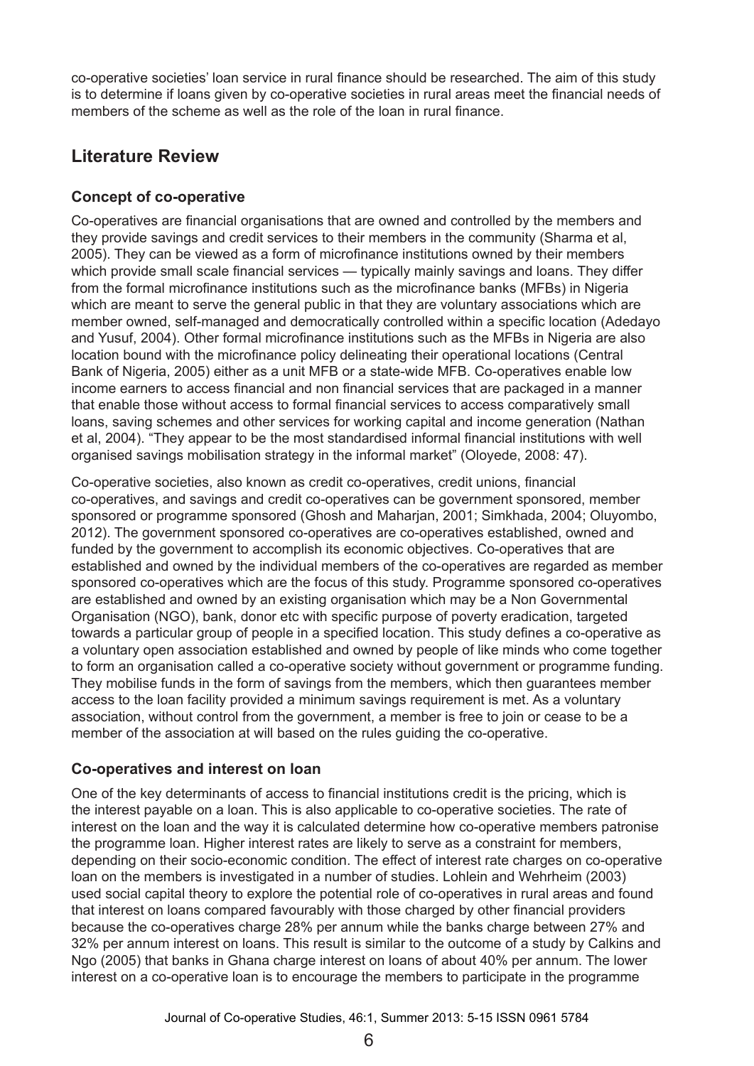co-operative societies' loan service in rural finance should be researched. The aim of this study is to determine if loans given by co-operative societies in rural areas meet the financial needs of members of the scheme as well as the role of the loan in rural finance.

## Literature Review

### Concept of co-operative

Co-operatives are financial organisations that are owned and controlled by the members and they provide savings and credit services to their members in the community (Sharma et al, 2005). They can be viewed as a form of microfinance institutions owned by their members which provide small scale financial services — typically mainly savings and loans. They differ from the formal microfinance institutions such as the microfinance banks (MFBs) in Nigeria which are meant to serve the general public in that they are voluntary associations which are member owned, self-managed and democratically controlled within a specific location (Adedayo and Yusuf, 2004). Other formal microfinance institutions such as the MFBs in Nigeria are also location bound with the microfinance policy delineating their operational locations (Central Bank of Nigeria, 2005) either as a unit MFB or a state-wide MFB. Co-operatives enable low income earners to access financial and non financial services that are packaged in a manner that enable those without access to formal financial services to access comparatively small loans, saving schemes and other services for working capital and income generation (Nathan et al, 2004). "They appear to be the most standardised informal financial institutions with well organised savings mobilisation strategy in the informal market" (Oloyede, 2008: 47).

Co-operative societies, also known as credit co-operatives, credit unions, financial co-operatives, and savings and credit co-operatives can be government sponsored, member sponsored or programme sponsored (Ghosh and Maharjan, 2001; Simkhada, 2004; Oluyombo, 2012). The government sponsored co-operatives are co-operatives established, owned and funded by the government to accomplish its economic objectives. Co-operatives that are established and owned by the individual members of the co-operatives are regarded as member sponsored co-operatives which are the focus of this study. Programme sponsored co-operatives are established and owned by an existing organisation which may be a Non Governmental Organisation (NGO), bank, donor etc with specific purpose of poverty eradication, targeted towards a particular group of people in a specified location. This study defines a co-operative as a voluntary open association established and owned by people of like minds who come together to form an organisation called a co-operative society without government or programme funding. They mobilise funds in the form of savings from the members, which then guarantees member access to the loan facility provided a minimum savings requirement is met. As a voluntary association, without control from the government, a member is free to join or cease to be a member of the association at will based on the rules guiding the co-operative.

### Co-operatives and interest on loan

One of the key determinants of access to financial institutions credit is the pricing, which is the interest payable on a loan. This is also applicable to co-operative societies. The rate of interest on the loan and the way it is calculated determine how co-operative members patronise the programme loan. Higher interest rates are likely to serve as a constraint for members, depending on their socio-economic condition. The effect of interest rate charges on co-operative loan on the members is investigated in a number of studies. Lohlein and Wehrheim (2003) used social capital theory to explore the potential role of co-operatives in rural areas and found that interest on loans compared favourably with those charged by other financial providers because the co-operatives charge 28% per annum while the banks charge between 27% and 32% per annum interest on loans. This result is similar to the outcome of a study by Calkins and Ngo (2005) that banks in Ghana charge interest on loans of about 40% per annum. The lower interest on a co-operative loan is to encourage the members to participate in the programme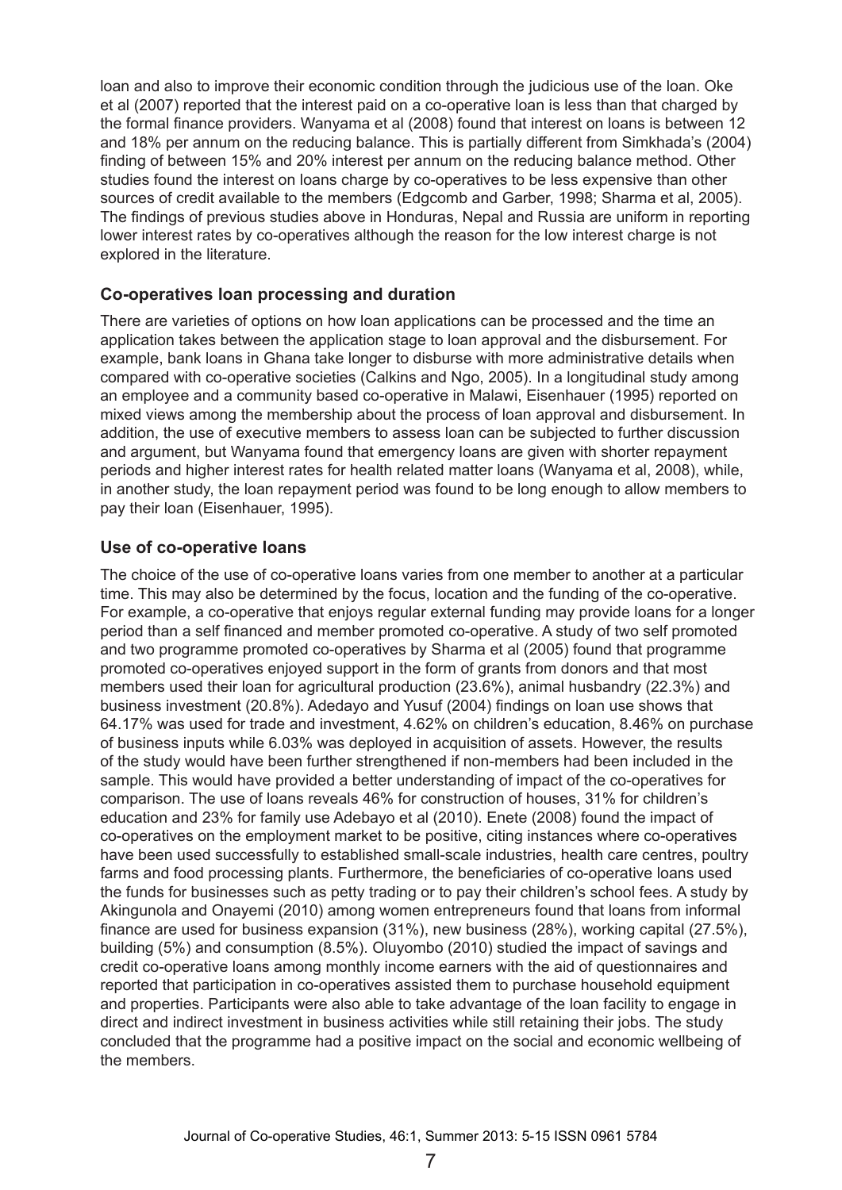loan and also to improve their economic condition through the judicious use of the loan. Oke et al (2007) reported that the interest paid on a co-operative loan is less than that charged by the formal finance providers. Wanyama et al (2008) found that interest on loans is between 12 and 18% per annum on the reducing balance. This is partially different from Simkhada's (2004) finding of between 15% and 20% interest per annum on the reducing balance method. Other studies found the interest on loans charge by co-operatives to be less expensive than other sources of credit available to the members (Edgcomb and Garber, 1998; Sharma et al, 2005). The findings of previous studies above in Honduras, Nepal and Russia are uniform in reporting lower interest rates by co-operatives although the reason for the low interest charge is not explored in the literature.

## Co-operatives loan processing and duration

There are varieties of options on how loan applications can be processed and the time an application takes between the application stage to loan approval and the disbursement. For example, bank loans in Ghana take longer to disburse with more administrative details when compared with co-operative societies (Calkins and Ngo, 2005). In a longitudinal study among an employee and a community based co-operative in Malawi, Eisenhauer (1995) reported on mixed views among the membership about the process of loan approval and disbursement. In addition, the use of executive members to assess loan can be subjected to further discussion and argument, but Wanyama found that emergency loans are given with shorter repayment periods and higher interest rates for health related matter loans (Wanyama et al, 2008), while, in another study, the loan repayment period was found to be long enough to allow members to pay their loan (Eisenhauer, 1995).

## Use of co-operative loans

The choice of the use of co-operative loans varies from one member to another at a particular time. This may also be determined by the focus, location and the funding of the co-operative. For example, a co-operative that enjoys regular external funding may provide loans for a longer period than a self financed and member promoted co-operative. A study of two self promoted and two programme promoted co-operatives by Sharma et al (2005) found that programme promoted co-operatives enjoyed support in the form of grants from donors and that most members used their loan for agricultural production (23.6%), animal husbandry (22.3%) and business investment (20.8%). Adedayo and Yusuf (2004) findings on loan use shows that 64.17% was used for trade and investment, 4.62% on children's education, 8.46% on purchase of business inputs while 6.03% was deployed in acquisition of assets. However, the results of the study would have been further strengthened if non-members had been included in the sample. This would have provided a better understanding of impact of the co-operatives for comparison. The use of loans reveals 46% for construction of houses, 31% for children's education and 23% for family use Adebayo et al (2010). Enete (2008) found the impact of co-operatives on the employment market to be positive, citing instances where co-operatives have been used successfully to established small-scale industries, health care centres, poultry farms and food processing plants. Furthermore, the beneficiaries of co-operative loans used the funds for businesses such as petty trading or to pay their children's school fees. A study by Akingunola and Onayemi (2010) among women entrepreneurs found that loans from informal finance are used for business expansion (31%), new business (28%), working capital (27.5%), building (5%) and consumption (8.5%). Oluyombo (2010) studied the impact of savings and credit co-operative loans among monthly income earners with the aid of questionnaires and reported that participation in co-operatives assisted them to purchase household equipment and properties. Participants were also able to take advantage of the loan facility to engage in direct and indirect investment in business activities while still retaining their jobs. The study concluded that the programme had a positive impact on the social and economic wellbeing of the members.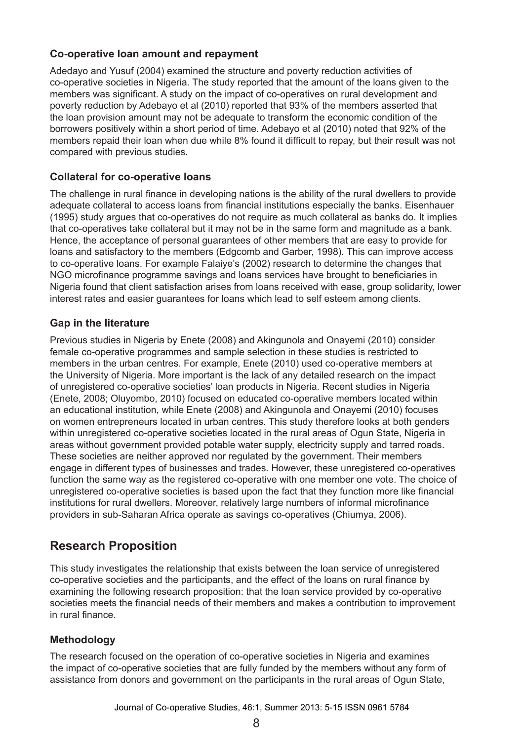### Co-operative loan amount and repayment

Adedayo and Yusuf (2004) examined the structure and poverty reduction activities of co-operative societies in Nigeria. The study reported that the amount of the loans given to the members was significant. A study on the impact of co-operatives on rural development and poverty reduction by Adebayo et al (2010) reported that 93% of the members asserted that the loan provision amount may not be adequate to transform the economic condition of the borrowers positively within a short period of time. Adebayo et al (2010) noted that 92% of the members repaid their loan when due while 8% found it difficult to repay, but their result was not compared with previous studies.

### Collateral for co-operative loans

The challenge in rural finance in developing nations is the ability of the rural dwellers to provide adequate collateral to access loans from financial institutions especially the banks. Eisenhauer (1995) study argues that co-operatives do not require as much collateral as banks do. It implies that co-operatives take collateral but it may not be in the same form and magnitude as a bank. Hence, the acceptance of personal guarantees of other members that are easy to provide for loans and satisfactory to the members (Edgcomb and Garber, 1998). This can improve access to co-operative loans. For example Falaiye's (2002) research to determine the changes that NGO microfinance programme savings and loans services have brought to beneficiaries in Nigeria found that client satisfaction arises from loans received with ease, group solidarity, lower interest rates and easier guarantees for loans which lead to self esteem among clients.

### Gap in the literature

Previous studies in Nigeria by Enete (2008) and Akingunola and Onayemi (2010) consider female co-operative programmes and sample selection in these studies is restricted to members in the urban centres. For example, Enete (2010) used co-operative members at the University of Nigeria. More important is the lack of any detailed research on the impact of unregistered co-operative societies' loan products in Nigeria. Recent studies in Nigeria (Enete, 2008; Oluyombo, 2010) focused on educated co-operative members located within an educational institution, while Enete (2008) and Akingunola and Onayemi (2010) focuses on women entrepreneurs located in urban centres. This study therefore looks at both genders within unregistered co-operative societies located in the rural areas of Ogun State, Nigeria in areas without government provided potable water supply, electricity supply and tarred roads. These societies are neither approved nor regulated by the government. Their members engage in different types of businesses and trades. However, these unregistered co-operatives function the same way as the registered co-operative with one member one vote. The choice of unregistered co-operative societies is based upon the fact that they function more like financial institutions for rural dwellers. Moreover, relatively large numbers of informal microfinance providers in sub-Saharan Africa operate as savings co-operatives (Chiumya, 2006).

## Research Proposition

This study investigates the relationship that exists between the loan service of unregistered co-operative societies and the participants, and the effect of the loans on rural finance by examining the following research proposition: that the loan service provided by co-operative societies meets the financial needs of their members and makes a contribution to improvement in rural finance.

### Methodology

The research focused on the operation of co-operative societies in Nigeria and examines the impact of co-operative societies that are fully funded by the members without any form of assistance from donors and government on the participants in the rural areas of Ogun State,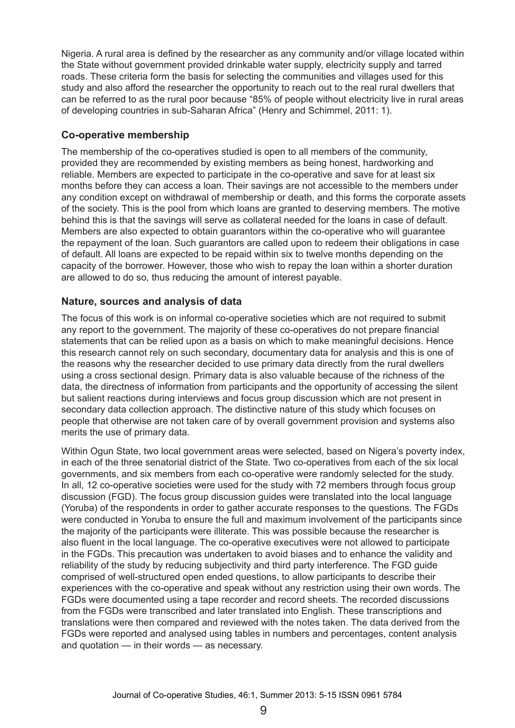Nigeria. A rural area is defined by the researcher as any community and/or village located within the State without government provided drinkable water supply, electricity supply and tarred roads. These criteria form the basis for selecting the communities and villages used for this study and also afford the researcher the opportunity to reach out to the real rural dwellers that can be referred to as the rural poor because "85% of people without electricity live in rural areas of developing countries in sub-Saharan Africa" (Henry and Schimmel, 2011: 1).

### Co-operative membership

The membership of the co-operatives studied is open to all members of the community, provided they are recommended by existing members as being honest, hardworking and reliable. Members are expected to participate in the co-operative and save for at least six months before they can access a loan. Their savings are not accessible to the members under any condition except on withdrawal of membership or death, and this forms the corporate assets of the society. This is the pool from which loans are granted to deserving members. The motive behind this is that the savings will serve as collateral needed for the loans in case of default. Members are also expected to obtain guarantors within the co-operative who will guarantee the repayment of the loan. Such guarantors are called upon to redeem their obligations in case of default. All loans are expected to be repaid within six to twelve months depending on the capacity of the borrower. However, those who wish to repay the loan within a shorter duration are allowed to do so, thus reducing the amount of interest payable.

### Nature, sources and analysis of data

The focus of this work is on informal co-operative societies which are not required to submit any report to the government. The majority of these co-operatives do not prepare financial statements that can be relied upon as a basis on which to make meaningful decisions. Hence this research cannot rely on such secondary, documentary data for analysis and this is one of the reasons why the researcher decided to use primary data directly from the rural dwellers using a cross sectional design. Primary data is also valuable because of the richness of the data, the directness of information from participants and the opportunity of accessing the silent but salient reactions during interviews and focus group discussion which are not present in secondary data collection approach. The distinctive nature of this study which focuses on people that otherwise are not taken care of by overall government provision and systems also merits the use of primary data.

Within Ogun State, two local government areas were selected, based on Nigera's poverty index, in each of the three senatorial district of the State. Two co-operatives from each of the six local governments, and six members from each co-operative were randomly selected for the study. In all, 12 co-operative societies were used for the study with 72 members through focus group discussion (FGD). The focus group discussion guides were translated into the local language (Yoruba) of the respondents in order to gather accurate responses to the questions. The FGDs were conducted in Yoruba to ensure the full and maximum involvement of the participants since the majority of the participants were illiterate. This was possible because the researcher is also fluent in the local language. The co-operative executives were not allowed to participate in the FGDs. This precaution was undertaken to avoid biases and to enhance the validity and reliability of the study by reducing subjectivity and third party interference. The FGD guide comprised of well-structured open ended questions, to allow participants to describe their experiences with the co-operative and speak without any restriction using their own words. The FGDs were documented using a tape recorder and record sheets. The recorded discussions from the FGDs were transcribed and later translated into English. These transcriptions and translations were then compared and reviewed with the notes taken. The data derived from the FGDs were reported and analysed using tables in numbers and percentages, content analysis and quotation — in their words — as necessary.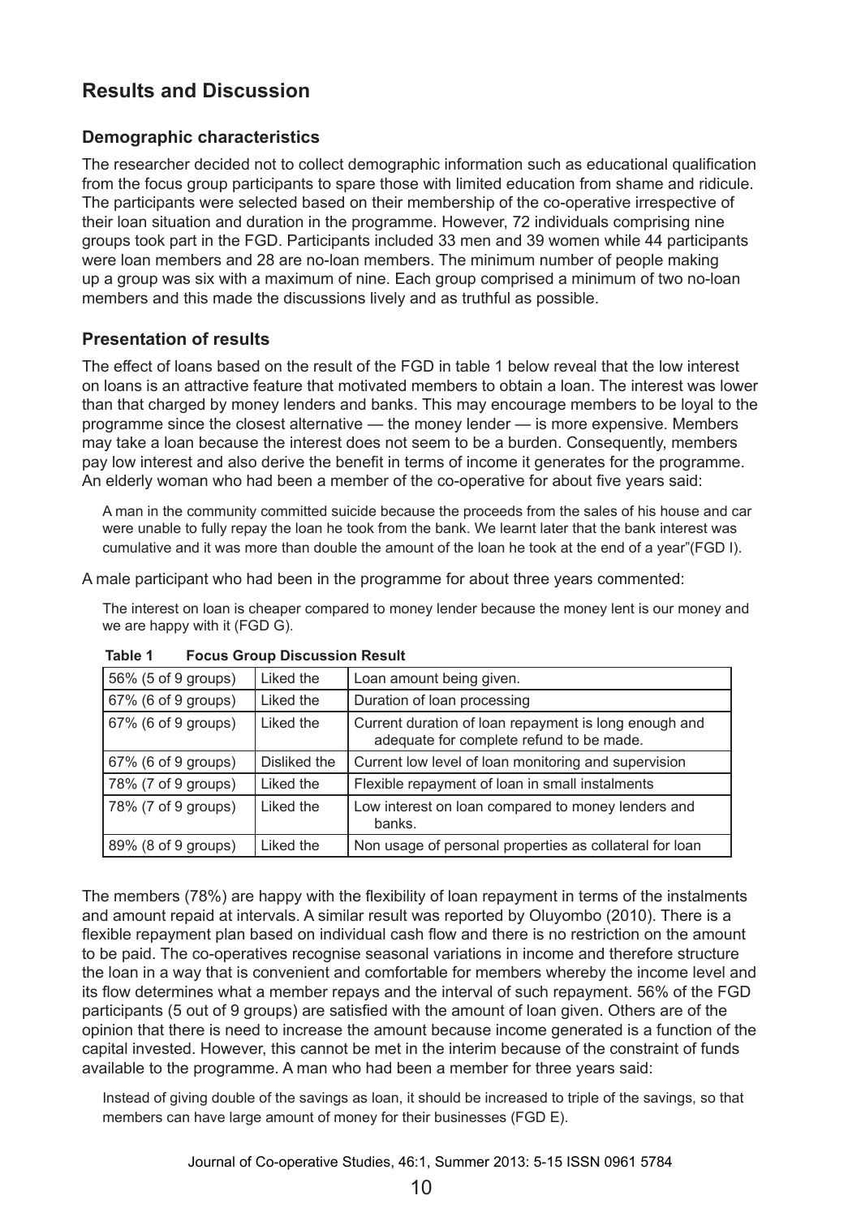## Results and Discussion

### Demographic characteristics

The researcher decided not to collect demographic information such as educational qualification from the focus group participants to spare those with limited education from shame and ridicule. The participants were selected based on their membership of the co-operative irrespective of their loan situation and duration in the programme. However, 72 individuals comprising nine groups took part in the FGD. Participants included 33 men and 39 women while 44 participants were loan members and 28 are no-loan members. The minimum number of people making up a group was six with a maximum of nine. Each group comprised a minimum of two no-loan members and this made the discussions lively and as truthful as possible.

### Presentation of results

The effect of loans based on the result of the FGD in table 1 below reveal that the low interest on loans is an attractive feature that motivated members to obtain a loan. The interest was lower than that charged by money lenders and banks. This may encourage members to be loyal to the programme since the closest alternative — the money lender — is more expensive. Members may take a loan because the interest does not seem to be a burden. Consequently, members pay low interest and also derive the benefit in terms of income it generates for the programme. An elderly woman who had been a member of the co-operative for about five years said:

> A man in the community committed suicide because the proceeds from the sales of his house and car were unable to fully repay the loan he took from the bank. We learnt later that the bank interest was cumulative and it was more than double the amount of the loan he took at the end of a year"(FGD I).

A male participant who had been in the programme for about three years commented:

> The interest on loan is cheaper compared to money lender because the money lent is our money and we are happy with it (FGD G).

**Table 1 Focus Group Discussion Result**

| | | |
|---|---|---|
| 56% (5 of 9 groups) | Liked the | Loan amount being given. |
| 67% (6 of 9 groups) | Liked the | Duration of loan processing |
| 67% (6 of 9 groups) | Liked the | Current duration of loan repayment is long enough and adequate for complete refund to be made. |
| 67% (6 of 9 groups) | Disliked the | Current low level of loan monitoring and supervision |
| 78% (7 of 9 groups) | Liked the | Flexible repayment of loan in small instalments |
| 78% (7 of 9 groups) | Liked the | Low interest on loan compared to money lenders and banks. |
| 89% (8 of 9 groups) | Liked the | Non usage of personal properties as collateral for loan |

The members (78%) are happy with the flexibility of loan repayment in terms of the instalments and amount repaid at intervals. A similar result was reported by Oluyombo (2010). There is a flexible repayment plan based on individual cash flow and there is no restriction on the amount to be paid. The co-operatives recognise seasonal variations in income and therefore structure the loan in a way that is convenient and comfortable for members whereby the income level and its flow determines what a member repays and the interval of such repayment. 56% of the FGD participants (5 out of 9 groups) are satisfied with the amount of loan given. Others are of the opinion that there is need to increase the amount because income generated is a function of the capital invested. However, this cannot be met in the interim because of the constraint of funds available to the programme. A man who had been a member for three years said:

> Instead of giving double of the savings as loan, it should be increased to triple of the savings, so that members can have large amount of money for their businesses (FGD E).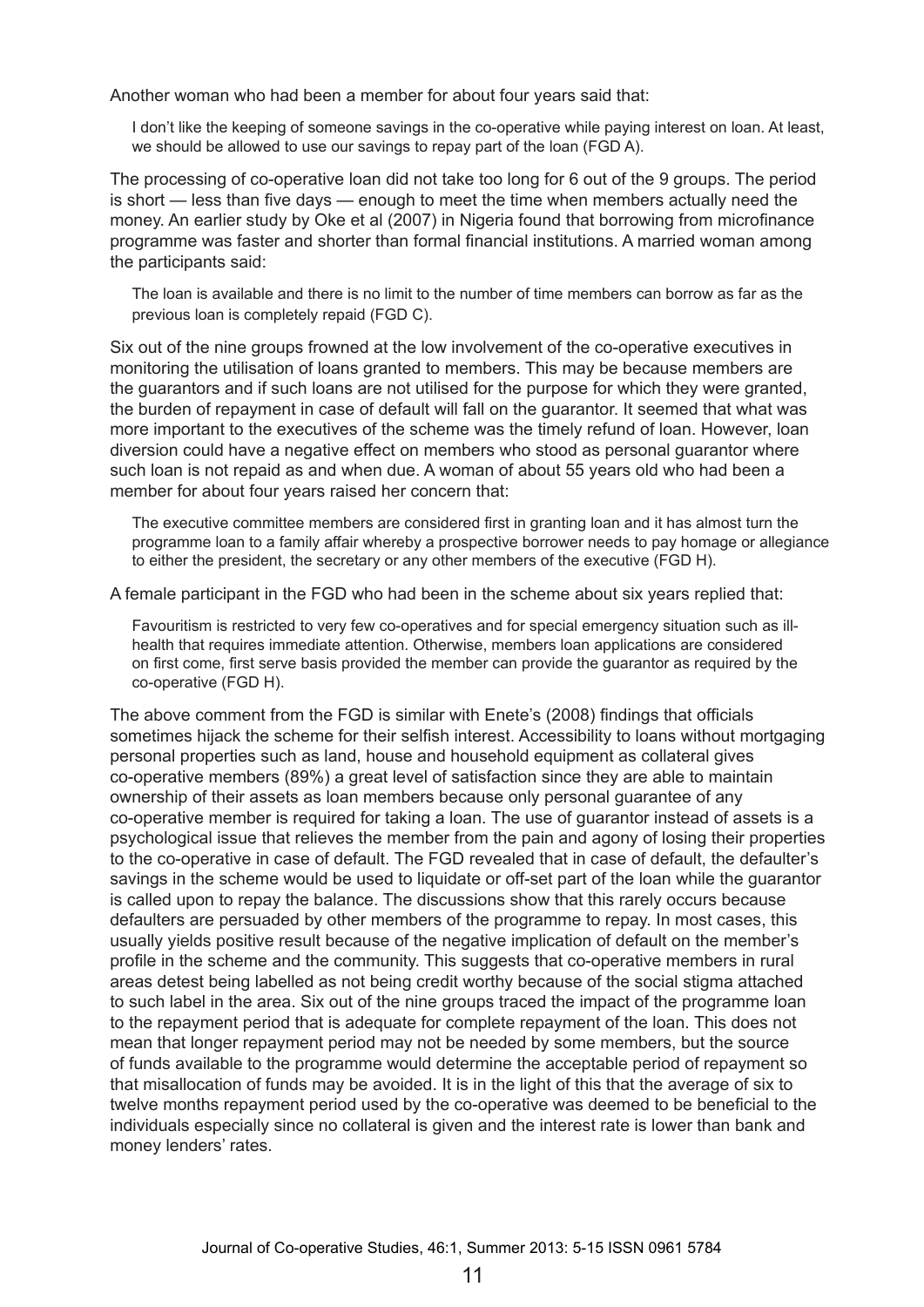Another woman who had been a member for about four years said that:

> I don't like the keeping of someone savings in the co-operative while paying interest on loan. At least, we should be allowed to use our savings to repay part of the loan (FGD A).

The processing of co-operative loan did not take too long for 6 out of the 9 groups. The period is short — less than five days — enough to meet the time when members actually need the money. An earlier study by Oke et al (2007) in Nigeria found that borrowing from microfinance programme was faster and shorter than formal financial institutions. A married woman among the participants said:

> The loan is available and there is no limit to the number of time members can borrow as far as the previous loan is completely repaid (FGD C).

Six out of the nine groups frowned at the low involvement of the co-operative executives in monitoring the utilisation of loans granted to members. This may be because members are the guarantors and if such loans are not utilised for the purpose for which they were granted, the burden of repayment in case of default will fall on the guarantor. It seemed that what was more important to the executives of the scheme was the timely refund of loan. However, loan diversion could have a negative effect on members who stood as personal guarantor where such loan is not repaid as and when due. A woman of about 55 years old who had been a member for about four years raised her concern that:

> The executive committee members are considered first in granting loan and it has almost turn the programme loan to a family affair whereby a prospective borrower needs to pay homage or allegiance to either the president, the secretary or any other members of the executive (FGD H).

A female participant in the FGD who had been in the scheme about six years replied that:

> Favouritism is restricted to very few co-operatives and for special emergency situation such as ill-health that requires immediate attention. Otherwise, members loan applications are considered on first come, first serve basis provided the member can provide the guarantor as required by the co-operative (FGD H).

The above comment from the FGD is similar with Enete's (2008) findings that officials sometimes hijack the scheme for their selfish interest. Accessibility to loans without mortgaging personal properties such as land, house and household equipment as collateral gives co-operative members (89%) a great level of satisfaction since they are able to maintain ownership of their assets as loan members because only personal guarantee of any co-operative member is required for taking a loan. The use of guarantor instead of assets is a psychological issue that relieves the member from the pain and agony of losing their properties to the co-operative in case of default. The FGD revealed that in case of default, the defaulter's savings in the scheme would be used to liquidate or off-set part of the loan while the guarantor is called upon to repay the balance. The discussions show that this rarely occurs because defaulters are persuaded by other members of the programme to repay. In most cases, this usually yields positive result because of the negative implication of default on the member's profile in the scheme and the community. This suggests that co-operative members in rural areas detest being labelled as not being credit worthy because of the social stigma attached to such label in the area. Six out of the nine groups traced the impact of the programme loan to the repayment period that is adequate for complete repayment of the loan. This does not mean that longer repayment period may not be needed by some members, but the source of funds available to the programme would determine the acceptable period of repayment so that misallocation of funds may be avoided. It is in the light of this that the average of six to twelve months repayment period used by the co-operative was deemed to be beneficial to the individuals especially since no collateral is given and the interest rate is lower than bank and money lenders' rates.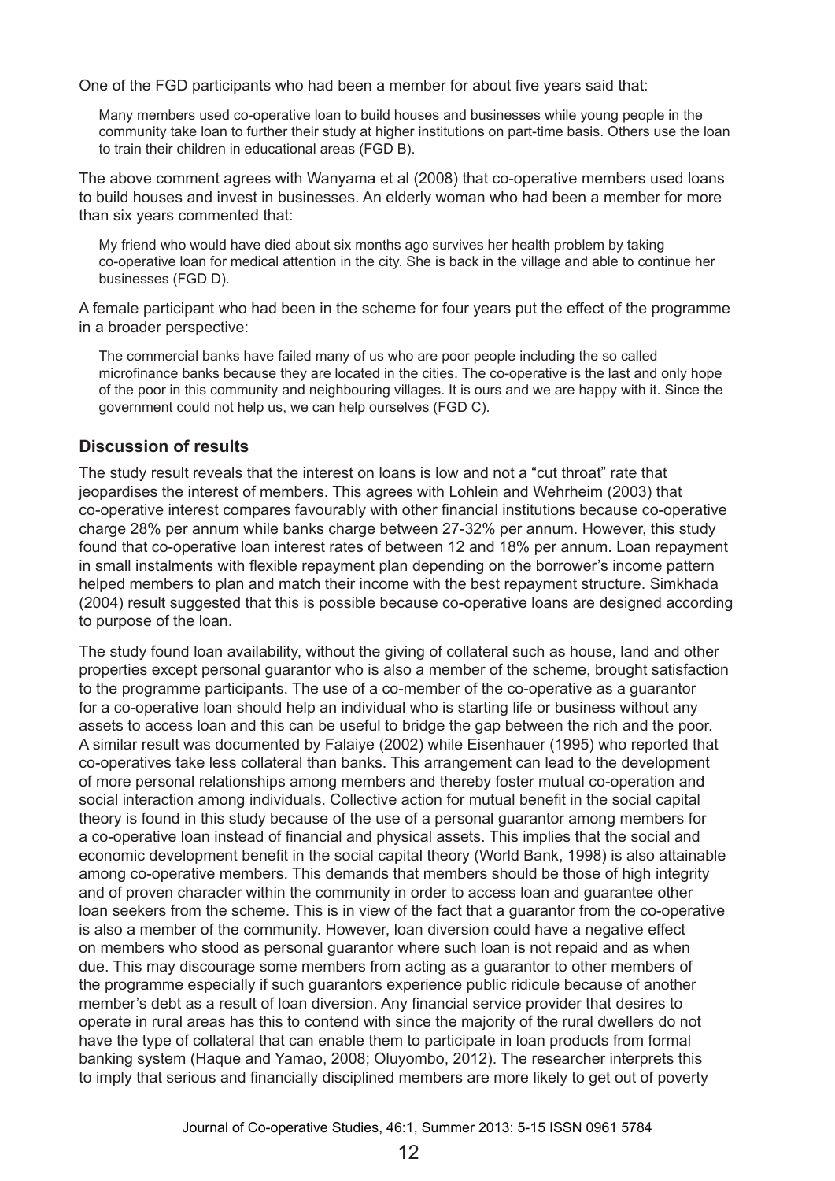One of the FGD participants who had been a member for about five years said that:

> Many members used co-operative loan to build houses and businesses while young people in the community take loan to further their study at higher institutions on part-time basis. Others use the loan to train their children in educational areas (FGD B).

The above comment agrees with Wanyama et al (2008) that co-operative members used loans to build houses and invest in businesses. An elderly woman who had been a member for more than six years commented that:

> My friend who would have died about six months ago survives her health problem by taking co-operative loan for medical attention in the city. She is back in the village and able to continue her businesses (FGD D).

A female participant who had been in the scheme for four years put the effect of the programme in a broader perspective:

> The commercial banks have failed many of us who are poor people including the so called microfinance banks because they are located in the cities. The co-operative is the last and only hope of the poor in this community and neighbouring villages. It is ours and we are happy with it. Since the government could not help us, we can help ourselves (FGD C).

### Discussion of results

The study result reveals that the interest on loans is low and not a "cut throat" rate that jeopardises the interest of members. This agrees with Lohlein and Wehrheim (2003) that co-operative interest compares favourably with other financial institutions because co-operative charge 28% per annum while banks charge between 27-32% per annum. However, this study found that co-operative loan interest rates of between 12 and 18% per annum. Loan repayment in small instalments with flexible repayment plan depending on the borrower's income pattern helped members to plan and match their income with the best repayment structure. Simkhada (2004) result suggested that this is possible because co-operative loans are designed according to purpose of the loan.

The study found loan availability, without the giving of collateral such as house, land and other properties except personal guarantor who is also a member of the scheme, brought satisfaction to the programme participants. The use of a co-member of the co-operative as a guarantor for a co-operative loan should help an individual who is starting life or business without any assets to access loan and this can be useful to bridge the gap between the rich and the poor. A similar result was documented by Falaiye (2002) while Eisenhauer (1995) who reported that co-operatives take less collateral than banks. This arrangement can lead to the development of more personal relationships among members and thereby foster mutual co-operation and social interaction among individuals. Collective action for mutual benefit in the social capital theory is found in this study because of the use of a personal guarantor among members for a co-operative loan instead of financial and physical assets. This implies that the social and economic development benefit in the social capital theory (World Bank, 1998) is also attainable among co-operative members. This demands that members should be those of high integrity and of proven character within the community in order to access loan and guarantee other loan seekers from the scheme. This is in view of the fact that a guarantor from the co-operative is also a member of the community. However, loan diversion could have a negative effect on members who stood as personal guarantor where such loan is not repaid and as when due. This may discourage some members from acting as a guarantor to other members of the programme especially if such guarantors experience public ridicule because of another member's debt as a result of loan diversion. Any financial service provider that desires to operate in rural areas has this to contend with since the majority of the rural dwellers do not have the type of collateral that can enable them to participate in loan products from formal banking system (Haque and Yamao, 2008; Oluyombo, 2012). The researcher interprets this to imply that serious and financially disciplined members are more likely to get out of poverty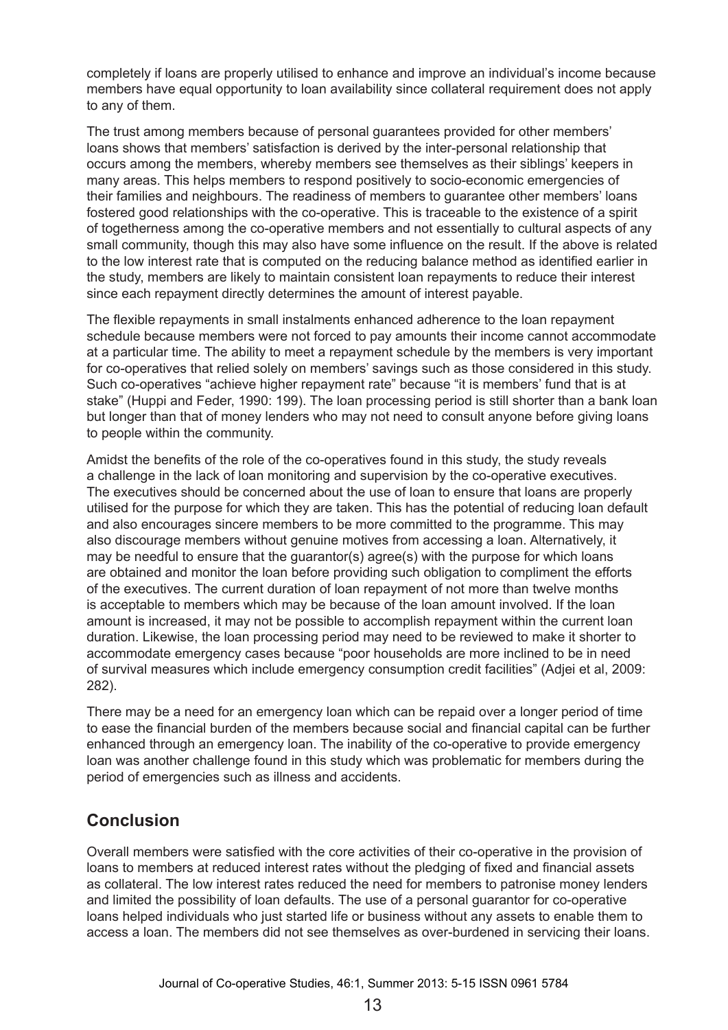completely if loans are properly utilised to enhance and improve an individual's income because members have equal opportunity to loan availability since collateral requirement does not apply to any of them.

The trust among members because of personal guarantees provided for other members' loans shows that members' satisfaction is derived by the inter-personal relationship that occurs among the members, whereby members see themselves as their siblings' keepers in many areas. This helps members to respond positively to socio-economic emergencies of their families and neighbours. The readiness of members to guarantee other members' loans fostered good relationships with the co-operative. This is traceable to the existence of a spirit of togetherness among the co-operative members and not essentially to cultural aspects of any small community, though this may also have some influence on the result. If the above is related to the low interest rate that is computed on the reducing balance method as identified earlier in the study, members are likely to maintain consistent loan repayments to reduce their interest since each repayment directly determines the amount of interest payable.

The flexible repayments in small instalments enhanced adherence to the loan repayment schedule because members were not forced to pay amounts their income cannot accommodate at a particular time. The ability to meet a repayment schedule by the members is very important for co-operatives that relied solely on members' savings such as those considered in this study. Such co-operatives "achieve higher repayment rate" because "it is members' fund that is at stake" (Huppi and Feder, 1990: 199). The loan processing period is still shorter than a bank loan but longer than that of money lenders who may not need to consult anyone before giving loans to people within the community.

Amidst the benefits of the role of the co-operatives found in this study, the study reveals a challenge in the lack of loan monitoring and supervision by the co-operative executives. The executives should be concerned about the use of loan to ensure that loans are properly utilised for the purpose for which they are taken. This has the potential of reducing loan default and also encourages sincere members to be more committed to the programme. This may also discourage members without genuine motives from accessing a loan. Alternatively, it may be needful to ensure that the guarantor(s) agree(s) with the purpose for which loans are obtained and monitor the loan before providing such obligation to compliment the efforts of the executives. The current duration of loan repayment of not more than twelve months is acceptable to members which may be because of the loan amount involved. If the loan amount is increased, it may not be possible to accomplish repayment within the current loan duration. Likewise, the loan processing period may need to be reviewed to make it shorter to accommodate emergency cases because "poor households are more inclined to be in need of survival measures which include emergency consumption credit facilities" (Adjei et al, 2009: 282).

There may be a need for an emergency loan which can be repaid over a longer period of time to ease the financial burden of the members because social and financial capital can be further enhanced through an emergency loan. The inability of the co-operative to provide emergency loan was another challenge found in this study which was problematic for members during the period of emergencies such as illness and accidents.

## Conclusion

Overall members were satisfied with the core activities of their co-operative in the provision of loans to members at reduced interest rates without the pledging of fixed and financial assets as collateral. The low interest rates reduced the need for members to patronise money lenders and limited the possibility of loan defaults. The use of a personal guarantor for co-operative loans helped individuals who just started life or business without any assets to enable them to access a loan. The members did not see themselves as over-burdened in servicing their loans.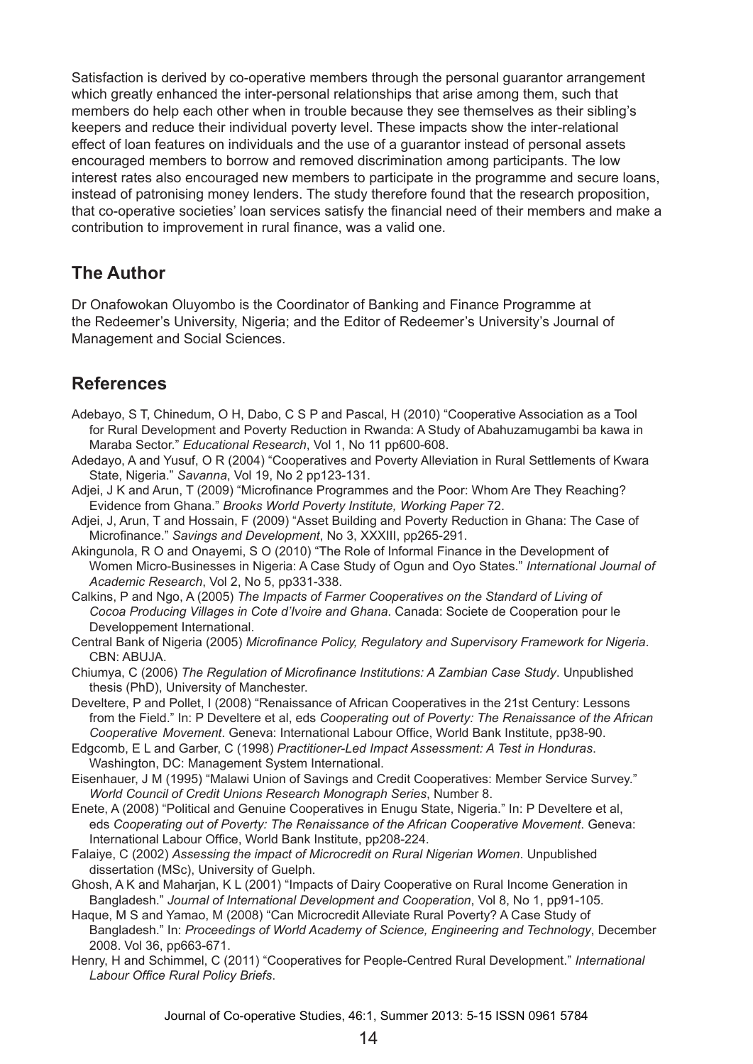Satisfaction is derived by co-operative members through the personal guarantor arrangement which greatly enhanced the inter-personal relationships that arise among them, such that members do help each other when in trouble because they see themselves as their sibling's keepers and reduce their individual poverty level. These impacts show the inter-relational effect of loan features on individuals and the use of a guarantor instead of personal assets encouraged members to borrow and removed discrimination among participants. The low interest rates also encouraged new members to participate in the programme and secure loans, instead of patronising money lenders. The study therefore found that the research proposition, that co-operative societies' loan services satisfy the financial need of their members and make a contribution to improvement in rural finance, was a valid one.

## The Author

Dr Onafowokan Oluyombo is the Coordinator of Banking and Finance Programme at the Redeemer's University, Nigeria; and the Editor of Redeemer's University's Journal of Management and Social Sciences.

## References

Adebayo, S T, Chinedum, O H, Dabo, C S P and Pascal, H (2010) "Cooperative Association as a Tool for Rural Development and Poverty Reduction in Rwanda: A Study of Abahuzamugambi ba kawa in Maraba Sector." *Educational Research*, Vol 1, No 11 pp600-608.

Adedayo, A and Yusuf, O R (2004) "Cooperatives and Poverty Alleviation in Rural Settlements of Kwara State, Nigeria." *Savanna*, Vol 19, No 2 pp123-131.

Adjei, J K and Arun, T (2009) "Microfinance Programmes and the Poor: Whom Are They Reaching? Evidence from Ghana." *Brooks World Poverty Institute, Working Paper* 72.

Adjei, J, Arun, T and Hossain, F (2009) "Asset Building and Poverty Reduction in Ghana: The Case of Microfinance." *Savings and Development*, No 3, XXXIII, pp265-291.

Akingunola, R O and Onayemi, S O (2010) "The Role of Informal Finance in the Development of Women Micro-Businesses in Nigeria: A Case Study of Ogun and Oyo States." *International Journal of Academic Research*, Vol 2, No 5, pp331-338.

Calkins, P and Ngo, A (2005) *The Impacts of Farmer Cooperatives on the Standard of Living of Cocoa Producing Villages in Cote d'Ivoire and Ghana*. Canada: Societe de Cooperation pour le Developpement International.

Central Bank of Nigeria (2005) *Microfinance Policy, Regulatory and Supervisory Framework for Nigeria*. CBN: ABUJA.

Chiumya, C (2006) *The Regulation of Microfinance Institutions: A Zambian Case Study*. Unpublished thesis (PhD), University of Manchester.

Develtere, P and Pollet, I (2008) "Renaissance of African Cooperatives in the 21st Century: Lessons from the Field." In: P Develtere et al, eds *Cooperating out of Poverty: The Renaissance of the African Cooperative Movement*. Geneva: International Labour Office, World Bank Institute, pp38-90.

Edgcomb, E L and Garber, C (1998) *Practitioner-Led Impact Assessment: A Test in Honduras*. Washington, DC: Management System International.

Eisenhauer, J M (1995) "Malawi Union of Savings and Credit Cooperatives: Member Service Survey." *World Council of Credit Unions Research Monograph Series*, Number 8.

Enete, A (2008) "Political and Genuine Cooperatives in Enugu State, Nigeria." In: P Develtere et al, eds *Cooperating out of Poverty: The Renaissance of the African Cooperative Movement*. Geneva: International Labour Office, World Bank Institute, pp208-224.

Falaiye, C (2002) *Assessing the impact of Microcredit on Rural Nigerian Women*. Unpublished dissertation (MSc), University of Guelph.

Ghosh, A K and Maharjan, K L (2001) "Impacts of Dairy Cooperative on Rural Income Generation in Bangladesh." *Journal of International Development and Cooperation*, Vol 8, No 1, pp91-105.

Haque, M S and Yamao, M (2008) "Can Microcredit Alleviate Rural Poverty? A Case Study of Bangladesh." In: *Proceedings of World Academy of Science, Engineering and Technology*, December 2008. Vol 36, pp663-671.

Henry, H and Schimmel, C (2011) "Cooperatives for People-Centred Rural Development." *International Labour Office Rural Policy Briefs*.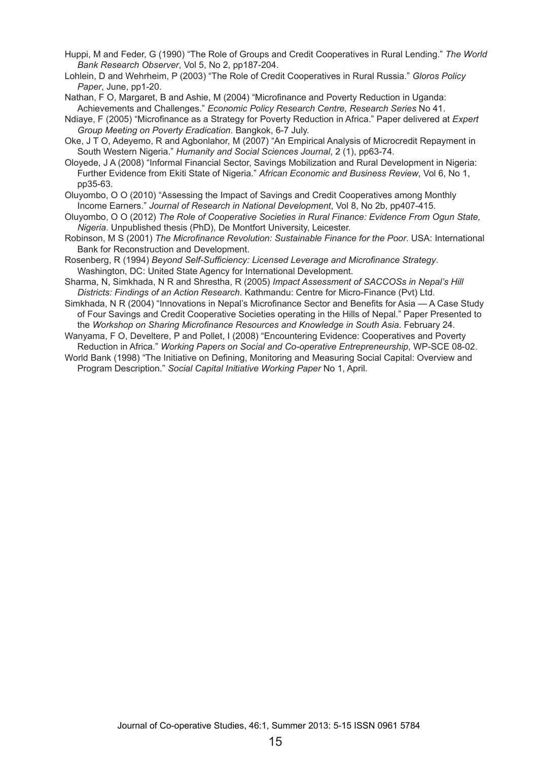Huppi, M and Feder, G (1990) "The Role of Groups and Credit Cooperatives in Rural Lending." *The World Bank Research Observer*, Vol 5, No 2, pp187-204.

Lohlein, D and Wehrheim, P (2003) "The Role of Credit Cooperatives in Rural Russia." *Gloros Policy Paper*, June, pp1-20.

Nathan, F O, Margaret, B and Ashie, M (2004) "Microfinance and Poverty Reduction in Uganda: Achievements and Challenges." *Economic Policy Research Centre, Research Series* No 41.

Ndiaye, F (2005) "Microfinance as a Strategy for Poverty Reduction in Africa." Paper delivered at *Expert Group Meeting on Poverty Eradication*. Bangkok, 6-7 July.

Oke, J T O, Adeyemo, R and Agbonlahor, M (2007) "An Empirical Analysis of Microcredit Repayment in South Western Nigeria." *Humanity and Social Sciences Journal*, 2 (1), pp63-74.

Oloyede, J A (2008) "Informal Financial Sector, Savings Mobilization and Rural Development in Nigeria: Further Evidence from Ekiti State of Nigeria." *African Economic and Business Review*, Vol 6, No 1, pp35-63.

Oluyombo, O O (2010) "Assessing the Impact of Savings and Credit Cooperatives among Monthly Income Earners." *Journal of Research in National Development*, Vol 8, No 2b, pp407-415.

Oluyombo, O O (2012) *The Role of Cooperative Societies in Rural Finance: Evidence From Ogun State, Nigeria*. Unpublished thesis (PhD), De Montfort University, Leicester.

Robinson, M S (2001) *The Microfinance Revolution: Sustainable Finance for the Poor*. USA: International Bank for Reconstruction and Development.

Rosenberg, R (1994) *Beyond Self-Sufficiency: Licensed Leverage and Microfinance Strategy*. Washington, DC: United State Agency for International Development.

Sharma, N, Simkhada, N R and Shrestha, R (2005) *Impact Assessment of SACCOSs in Nepal's Hill Districts: Findings of an Action Research*. Kathmandu: Centre for Micro-Finance (Pvt) Ltd.

Simkhada, N R (2004) "Innovations in Nepal's Microfinance Sector and Benefits for Asia — A Case Study of Four Savings and Credit Cooperative Societies operating in the Hills of Nepal." Paper Presented to the *Workshop on Sharing Microfinance Resources and Knowledge in South Asia*. February 24.

Wanyama, F O, Develtere, P and Pollet, I (2008) "Encountering Evidence: Cooperatives and Poverty Reduction in Africa." *Working Papers on Social and Co-operative Entrepreneurship*, WP-SCE 08-02.

World Bank (1998) "The Initiative on Defining, Monitoring and Measuring Social Capital: Overview and Program Description." *Social Capital Initiative Working Paper* No 1, April.